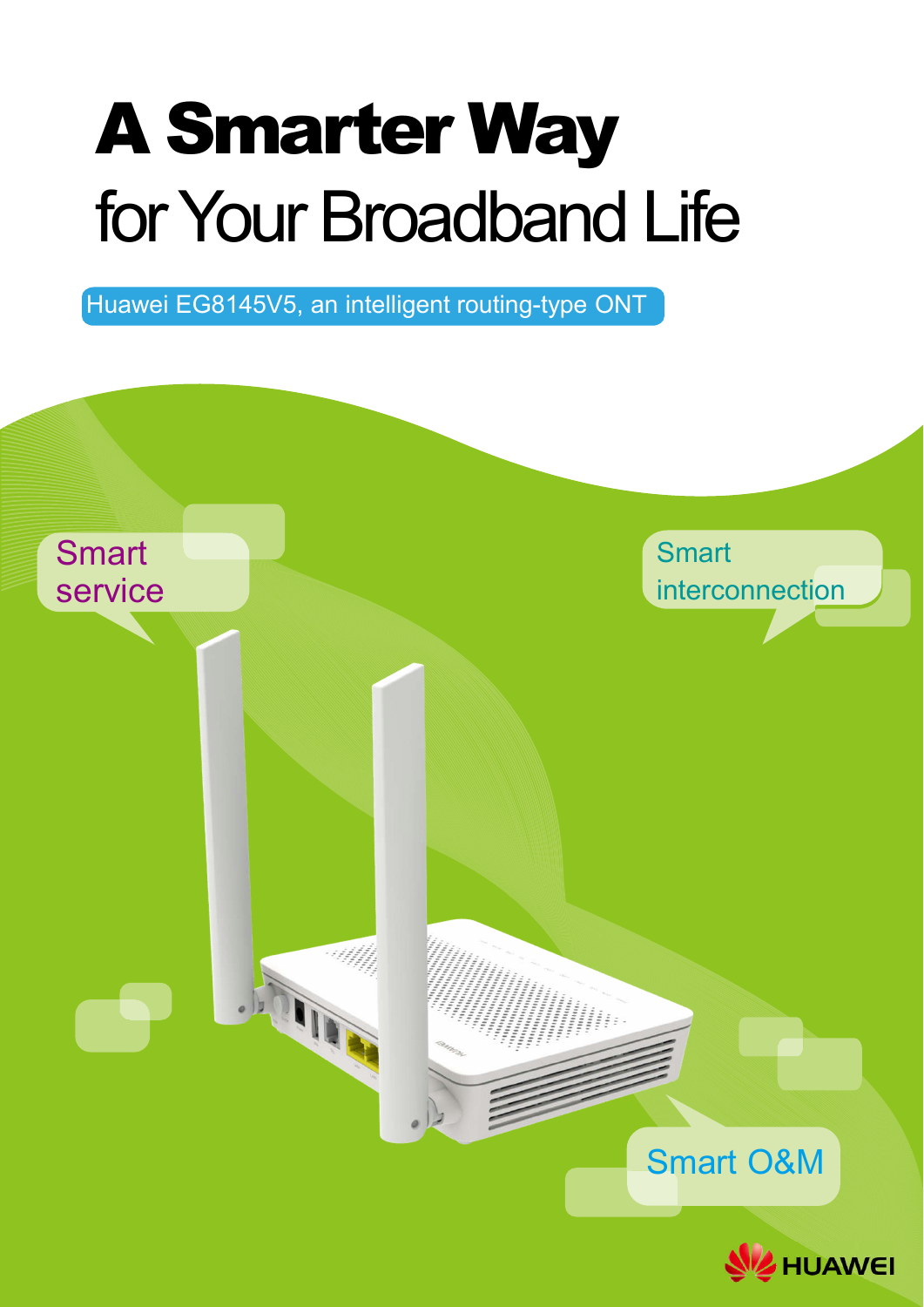# A Smarter Way
## for Your Broadband Life

Huawei EG8145V5, an intelligent routing-type ONT

Smart service

Smart interconnection

Smart O&M

HUAWEI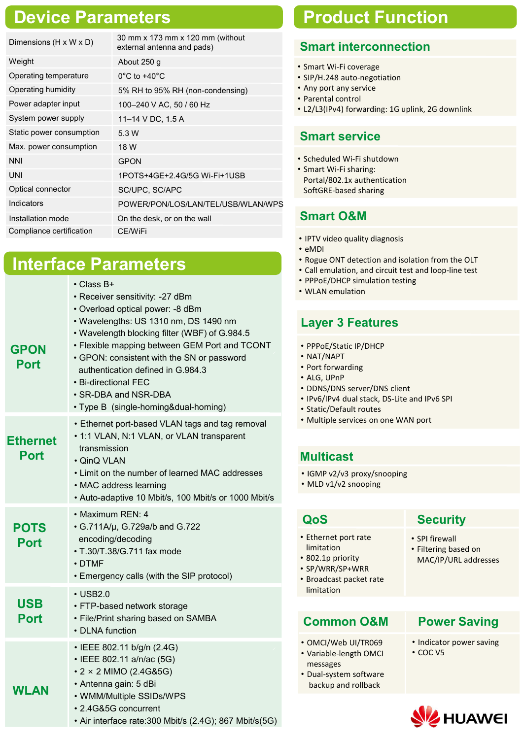## Device Parameters

| | |
|---|---|
| Dimensions (H x W x D) | 30 mm x 173 mm x 120 mm (without external antenna and pads) |
| Weight | About 250 g |
| Operating temperature | 0°C to +40°C |
| Operating humidity | 5% RH to 95% RH (non-condensing) |
| Power adapter input | 100–240 V AC, 50 / 60 Hz |
| System power supply | 11–14 V DC, 1.5 A |
| Static power consumption | 5.3 W |
| Max. power consumption | 18 W |
| NNI | GPON |
| UNI | 1POTS+4GE+2.4G/5G Wi-Fi+1USB |
| Optical connector | SC/UPC, SC/APC |
| Indicators | POWER/PON/LOS/LAN/TEL/USB/WLAN/WPS |
| Installation mode | On the desk, or on the wall |
| Compliance certification | CE/WiFi |

## Interface Parameters

| | |
|---|---|
| **GPON Port** | • Class B+<br>• Receiver sensitivity: -27 dBm<br>• Overload optical power: -8 dBm<br>• Wavelengths: US 1310 nm, DS 1490 nm<br>• Wavelength blocking filter (WBF) of G.984.5<br>• Flexible mapping between GEM Port and TCONT<br>• GPON: consistent with the SN or password authentication defined in G.984.3<br>• Bi-directional FEC<br>• SR-DBA and NSR-DBA<br>• Type B (single-homing&dual-homing) |
| **Ethernet Port** | • Ethernet port-based VLAN tags and tag removal<br>• 1:1 VLAN, N:1 VLAN, or VLAN transparent transmission<br>• QinQ VLAN<br>• Limit on the number of learned MAC addresses<br>• MAC address learning<br>• Auto-adaptive 10 Mbit/s, 100 Mbit/s or 1000 Mbit/s |
| **POTS Port** | • Maximum REN: 4<br>• G.711A/μ, G.729a/b and G.722 encoding/decoding<br>• T.30/T.38/G.711 fax mode<br>• DTMF<br>• Emergency calls (with the SIP protocol) |
| **USB Port** | • USB2.0<br>• FTP-based network storage<br>• File/Print sharing based on SAMBA<br>• DLNA function |
| **WLAN** | • IEEE 802.11 b/g/n (2.4G)<br>• IEEE 802.11 a/n/ac (5G)<br>• 2 × 2 MIMO (2.4G&5G)<br>• Antenna gain: 5 dBi<br>• WMM/Multiple SSIDs/WPS<br>• 2.4G&5G concurrent<br>• Air interface rate:300 Mbit/s (2.4G); 867 Mbit/s(5G) |

## Product Function

### Smart interconnection

- Smart Wi-Fi coverage
- SIP/H.248 auto-negotiation
- Any port any service
- Parental control
- L2/L3(IPv4) forwarding: 1G uplink, 2G downlink

### Smart service

- Scheduled Wi-Fi shutdown
- Smart Wi-Fi sharing:
  Portal/802.1x authentication
  SoftGRE-based sharing

### Smart O&M

- IPTV video quality diagnosis
- eMDI
- Rogue ONT detection and isolation from the OLT
- Call emulation, and circuit test and loop-line test
- PPPoE/DHCP simulation testing
- WLAN emulation

### Layer 3 Features

- PPPoE/Static IP/DHCP
- NAT/NAPT
- Port forwarding
- ALG, UPnP
- DDNS/DNS server/DNS client
- IPv6/IPv4 dual stack, DS-Lite and IPv6 SPI
- Static/Default routes
- Multiple services on one WAN port

### Multicast

- IGMP v2/v3 proxy/snooping
- MLD v1/v2 snooping

### QoS

- Ethernet port rate limitation
- 802.1p priority
- SP/WRR/SP+WRR
- Broadcast packet rate limitation

### Security

- SPI firewall
- Filtering based on MAC/IP/URL addresses

### Common O&M

- OMCI/Web UI/TR069
- Variable-length OMCI messages
- Dual-system software backup and rollback

### Power Saving

- Indicator power saving
- COC V5

HUAWEI